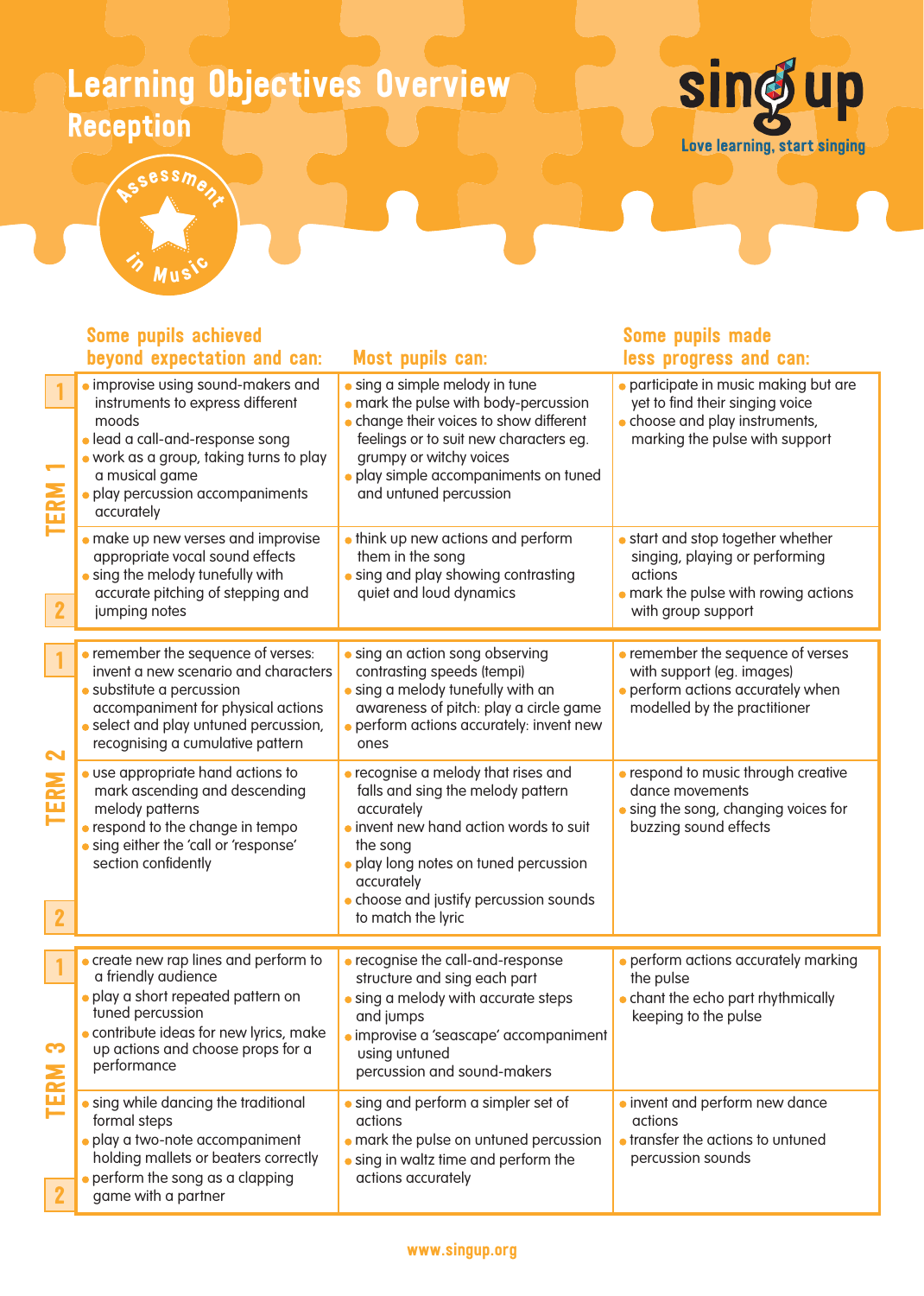# Learning Objectives Overview

## Reception

sing up — Love learning, start singing

Assessment in Music

| | | Some pupils achieved beyond expectation and can: | Most pupils can: | Some pupils made less progress and can: |
|---|---|---|---|---|
| TERM 1 | 1 | • improvise using sound-makers and instruments to express different moods<br>• lead a call-and-response song<br>• work as a group, taking turns to play a musical game<br>• play percussion accompaniments accurately | • sing a simple melody in tune<br>• mark the pulse with body-percussion<br>• change their voices to show different feelings or to suit new characters eg. grumpy or witchy voices<br>• play simple accompaniments on tuned and untuned percussion | • participate in music making but are yet to find their singing voice<br>• choose and play instruments, marking the pulse with support |
| | 2 | • make up new verses and improvise appropriate vocal sound effects<br>• sing the melody tunefully with accurate pitching of stepping and jumping notes | • think up new actions and perform them in the song<br>• sing and play showing contrasting quiet and loud dynamics | • start and stop together whether singing, playing or performing actions<br>• mark the pulse with rowing actions with group support |
| TERM 2 | 1 | • remember the sequence of verses: invent a new scenario and characters<br>• substitute a percussion accompaniment for physical actions<br>• select and play untuned percussion, recognising a cumulative pattern | • sing an action song observing contrasting speeds (tempi)<br>• sing a melody tunefully with an awareness of pitch: play a circle game<br>• perform actions accurately: invent new ones | • remember the sequence of verses with support (eg. images)<br>• perform actions accurately when modelled by the practitioner |
| | 2 | • use appropriate hand actions to mark ascending and descending melody patterns<br>• respond to the change in tempo<br>• sing either the 'call or 'response' section confidently | • recognise a melody that rises and falls and sing the melody pattern accurately<br>• invent new hand action words to suit the song<br>• play long notes on tuned percussion accurately<br>• choose and justify percussion sounds to match the lyric | • respond to music through creative dance movements<br>• sing the song, changing voices for buzzing sound effects |
| TERM 3 | 1 | • create new rap lines and perform to a friendly audience<br>• play a short repeated pattern on tuned percussion<br>• contribute ideas for new lyrics, make up actions and choose props for a performance | • recognise the call-and-response structure and sing each part<br>• sing a melody with accurate steps and jumps<br>• improvise a 'seascape' accompaniment using untuned percussion and sound-makers | • perform actions accurately marking the pulse<br>• chant the echo part rhythmically keeping to the pulse |
| | 2 | • sing while dancing the traditional formal steps<br>• play a two-note accompaniment holding mallets or beaters correctly<br>• perform the song as a clapping game with a partner | • sing and perform a simpler set of actions<br>• mark the pulse on untuned percussion<br>• sing in waltz time and perform the actions accurately | • invent and perform new dance actions<br>• transfer the actions to untuned percussion sounds |

www.singup.org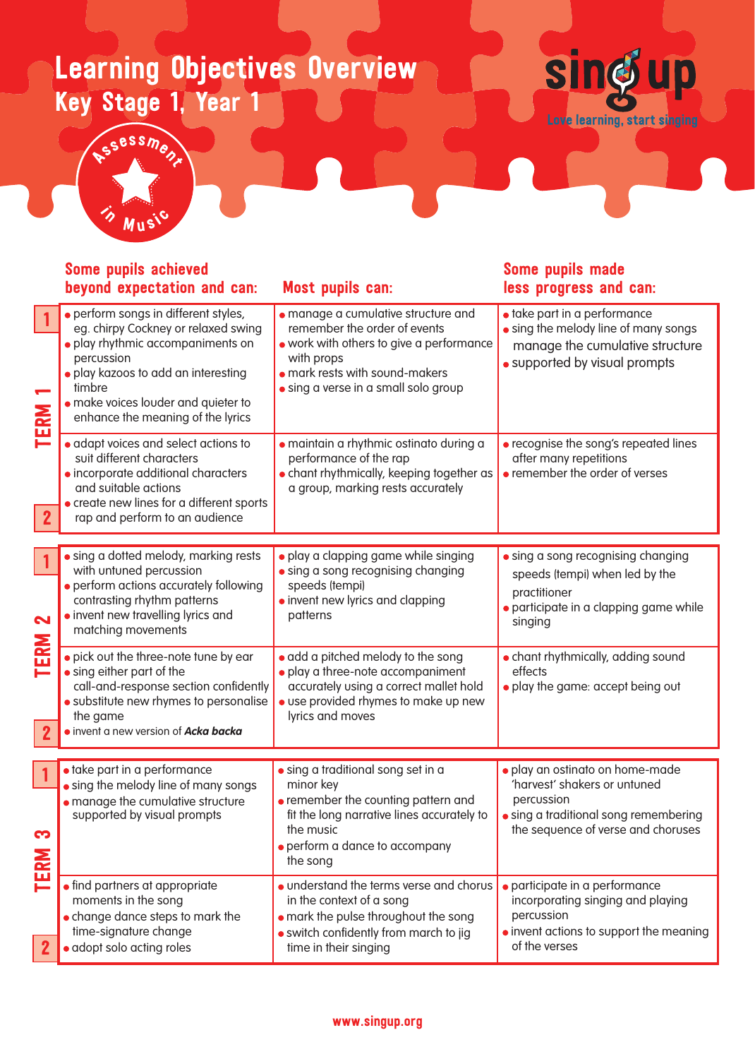# Learning Objectives Overview
## Key Stage 1, Year 1

Assessment in Music

sing up — Love learning, start singing

| | | Some pupils achieved beyond expectation and can: | Most pupils can: | Some pupils made less progress and can: |
|---|---|---|---|---|
| TERM 1 | 1 | • perform songs in different styles, eg. chirpy Cockney or relaxed swing<br>• play rhythmic accompaniments on percussion<br>• play kazoos to add an interesting timbre<br>• make voices louder and quieter to enhance the meaning of the lyrics | • manage a cumulative structure and remember the order of events<br>• work with others to give a performance with props<br>• mark rests with sound-makers<br>• sing a verse in a small solo group | • take part in a performance<br>• sing the melody line of many songs manage the cumulative structure<br>• supported by visual prompts |
| | 2 | • adapt voices and select actions to suit different characters<br>• incorporate additional characters and suitable actions<br>• create new lines for a different sports rap and perform to an audience | • maintain a rhythmic ostinato during a performance of the rap<br>• chant rhythmically, keeping together as a group, marking rests accurately | • recognise the song's repeated lines after many repetitions<br>• remember the order of verses |
| TERM 2 | 1 | • sing a dotted melody, marking rests with untuned percussion<br>• perform actions accurately following contrasting rhythm patterns<br>• invent new travelling lyrics and matching movements | • play a clapping game while singing<br>• sing a song recognising changing speeds (tempi)<br>• invent new lyrics and clapping patterns | • sing a song recognising changing speeds (tempi) when led by the practitioner<br>• participate in a clapping game while singing |
| | 2 | • pick out the three-note tune by ear<br>• sing either part of the call-and-response section confidently<br>• substitute new rhymes to personalise the game<br>• invent a new version of ***Acka backa*** | • add a pitched melody to the song<br>• play a three-note accompaniment accurately using a correct mallet hold<br>• use provided rhymes to make up new lyrics and moves | • chant rhythmically, adding sound effects<br>• play the game: accept being out |
| TERM 3 | 1 | • take part in a performance<br>• sing the melody line of many songs<br>• manage the cumulative structure supported by visual prompts | • sing a traditional song set in a minor key<br>• remember the counting pattern and fit the long narrative lines accurately to the music<br>• perform a dance to accompany the song | • play an ostinato on home-made 'harvest' shakers or untuned percussion<br>• sing a traditional song remembering the sequence of verse and choruses |
| | 2 | • find partners at appropriate moments in the song<br>• change dance steps to mark the time-signature change<br>• adopt solo acting roles | • understand the terms verse and chorus in the context of a song<br>• mark the pulse throughout the song<br>• switch confidently from march to jig time in their singing | • participate in a performance incorporating singing and playing percussion<br>• invent actions to support the meaning of the verses |

www.singup.org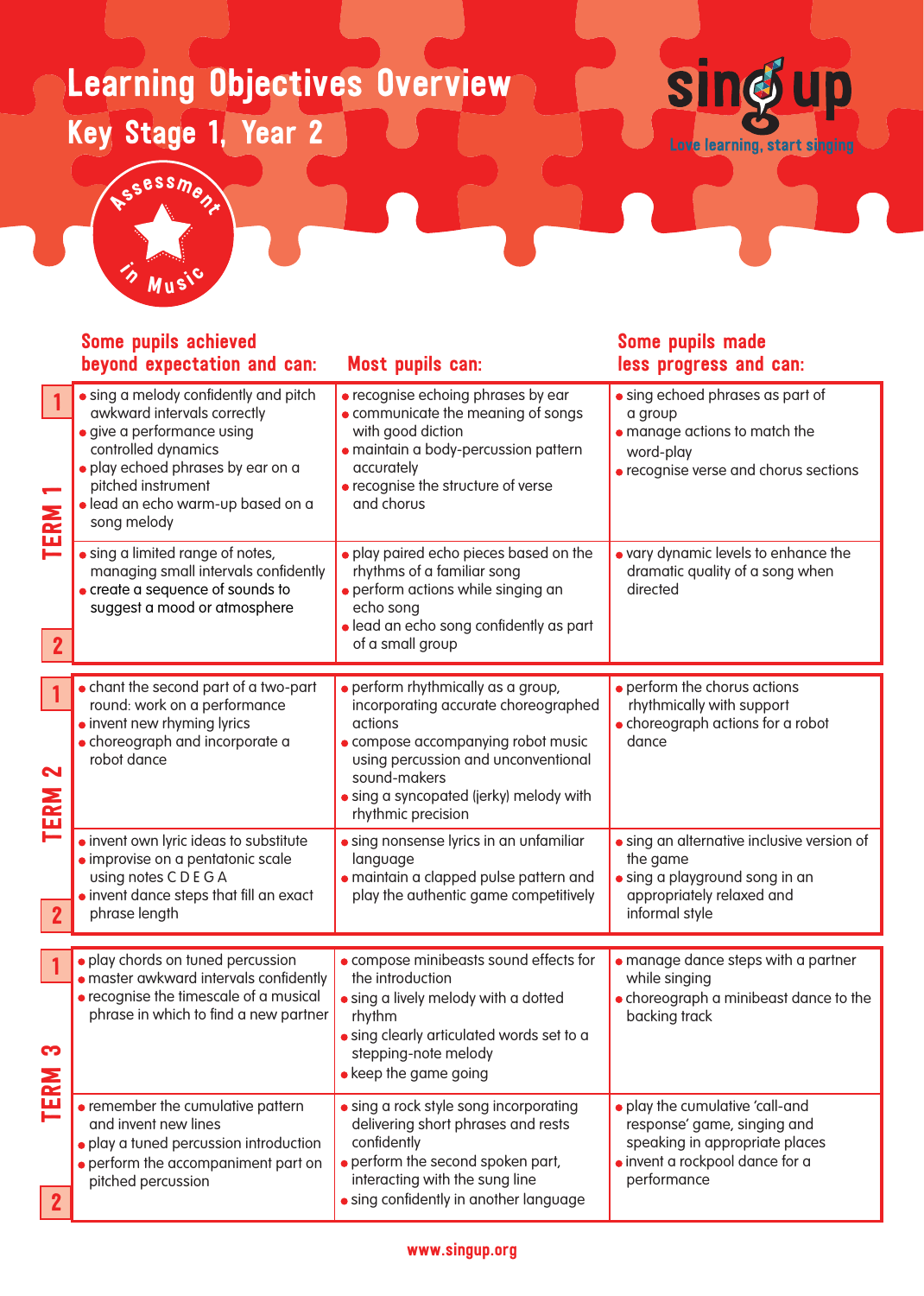# Learning Objectives Overview

## Key Stage 1, Year 2

sing up
Love learning, start singing

Assessment in Music

| | | Some pupils achieved beyond expectation and can: | Most pupils can: | Some pupils made less progress and can: |
|---|---|---|---|---|
| TERM 1 | 1 | • sing a melody confidently and pitch awkward intervals correctly<br>• give a performance using controlled dynamics<br>• play echoed phrases by ear on a pitched instrument<br>• lead an echo warm-up based on a song melody | • recognise echoing phrases by ear<br>• communicate the meaning of songs with good diction<br>• maintain a body-percussion pattern accurately<br>• recognise the structure of verse and chorus | • sing echoed phrases as part of a group<br>• manage actions to match the word-play<br>• recognise verse and chorus sections |
| | 2 | • sing a limited range of notes, managing small intervals confidently<br>• create a sequence of sounds to suggest a mood or atmosphere | • play paired echo pieces based on the rhythms of a familiar song<br>• perform actions while singing an echo song<br>• lead an echo song confidently as part of a small group | • vary dynamic levels to enhance the dramatic quality of a song when directed |
| TERM 2 | 1 | • chant the second part of a two-part round: work on a performance<br>• invent new rhyming lyrics<br>• choreograph and incorporate a robot dance | • perform rhythmically as a group, incorporating accurate choreographed actions<br>• compose accompanying robot music using percussion and unconventional sound-makers<br>• sing a syncopated (jerky) melody with rhythmic precision | • perform the chorus actions rhythmically with support<br>• choreograph actions for a robot dance |
| | 2 | • invent own lyric ideas to substitute<br>• improvise on a pentatonic scale using notes C D E G A<br>• invent dance steps that fill an exact phrase length | • sing nonsense lyrics in an unfamiliar language<br>• maintain a clapped pulse pattern and play the authentic game competitively | • sing an alternative inclusive version of the game<br>• sing a playground song in an appropriately relaxed and informal style |
| TERM 3 | 1 | • play chords on tuned percussion<br>• master awkward intervals confidently<br>• recognise the timescale of a musical phrase in which to find a new partner | • compose minibeasts sound effects for the introduction<br>• sing a lively melody with a dotted rhythm<br>• sing clearly articulated words set to a stepping-note melody<br>• keep the game going | • manage dance steps with a partner while singing<br>• choreograph a minibeast dance to the backing track |
| | 2 | • remember the cumulative pattern and invent new lines<br>• play a tuned percussion introduction<br>• perform the accompaniment part on pitched percussion | • sing a rock style song incorporating delivering short phrases and rests confidently<br>• perform the second spoken part, interacting with the sung line<br>• sing confidently in another language | • play the cumulative 'call-and response' game, singing and speaking in appropriate places<br>• invent a rockpool dance for a performance |

www.singup.org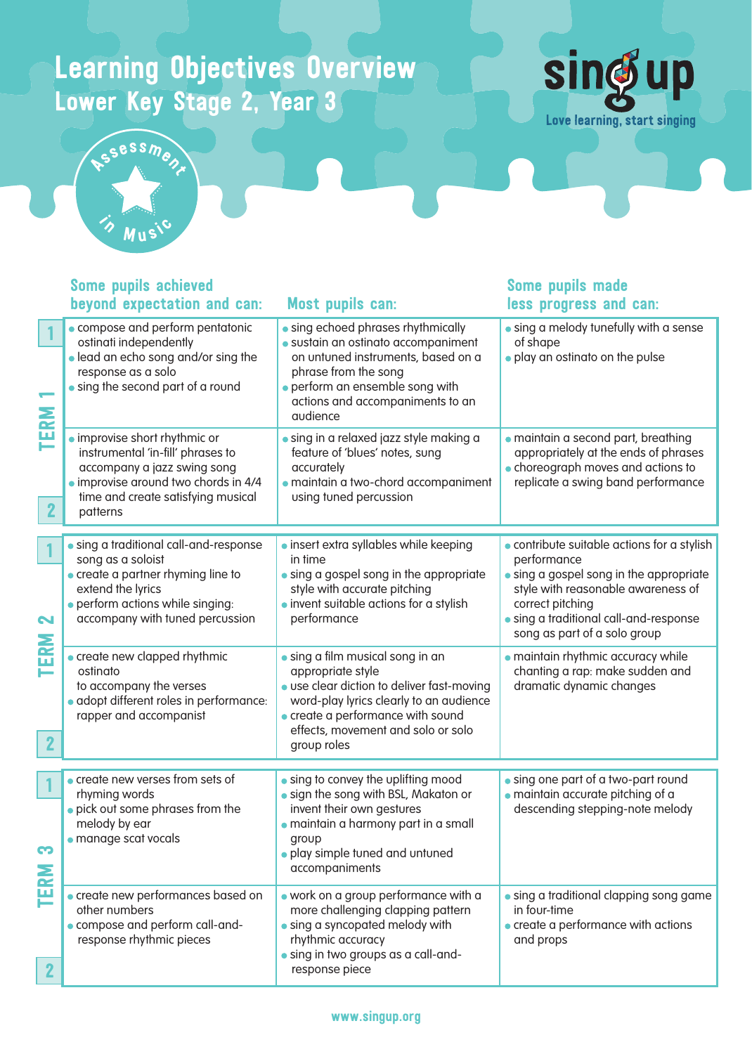# Learning Objectives Overview
## Lower Key Stage 2, Year 3

sing up — Love learning, start singing

Assessment in Music

| | Some pupils achieved beyond expectation and can: | Most pupils can: | Some pupils made less progress and can: |
|---|---|---|---|
| TERM 1 – 1 | • compose and perform pentatonic ostinati independently<br>• lead an echo song and/or sing the response as a solo<br>• sing the second part of a round | • sing echoed phrases rhythmically<br>• sustain an ostinato accompaniment on untuned instruments, based on a phrase from the song<br>• perform an ensemble song with actions and accompaniments to an audience | • sing a melody tunefully with a sense of shape<br>• play an ostinato on the pulse |
| TERM 1 – 2 | • improvise short rhythmic or instrumental 'in-fill' phrases to accompany a jazz swing song<br>• improvise around two chords in 4/4 time and create satisfying musical patterns | • sing in a relaxed jazz style making a feature of 'blues' notes, sung accurately<br>• maintain a two-chord accompaniment using tuned percussion | • maintain a second part, breathing appropriately at the ends of phrases<br>• choreograph moves and actions to replicate a swing band performance |
| TERM 2 – 1 | • sing a traditional call-and-response song as a soloist<br>• create a partner rhyming line to extend the lyrics<br>• perform actions while singing: accompany with tuned percussion | • insert extra syllables while keeping in time<br>• sing a gospel song in the appropriate style with accurate pitching<br>• invent suitable actions for a stylish performance | • contribute suitable actions for a stylish performance<br>• sing a gospel song in the appropriate style with reasonable awareness of correct pitching<br>• sing a traditional call-and-response song as part of a solo group |
| TERM 2 – 2 | • create new clapped rhythmic ostinato to accompany the verses<br>• adopt different roles in performance: rapper and accompanist | • sing a film musical song in an appropriate style<br>• use clear diction to deliver fast-moving word-play lyrics clearly to an audience<br>• create a performance with sound effects, movement and solo or solo group roles | • maintain rhythmic accuracy while chanting a rap: make sudden and dramatic dynamic changes |
| TERM 3 – 1 | • create new verses from sets of rhyming words<br>• pick out some phrases from the melody by ear<br>• manage scat vocals | • sing to convey the uplifting mood<br>• sign the song with BSL, Makaton or invent their own gestures<br>• maintain a harmony part in a small group<br>• play simple tuned and untuned accompaniments | • sing one part of a two-part round<br>• maintain accurate pitching of a descending stepping-note melody |
| TERM 3 – 2 | • create new performances based on other numbers<br>• compose and perform call-and-response rhythmic pieces | • work on a group performance with a more challenging clapping pattern<br>• sing a syncopated melody with rhythmic accuracy<br>• sing in two groups as a call-and-response piece | • sing a traditional clapping song game in four-time<br>• create a performance with actions and props |

www.singup.org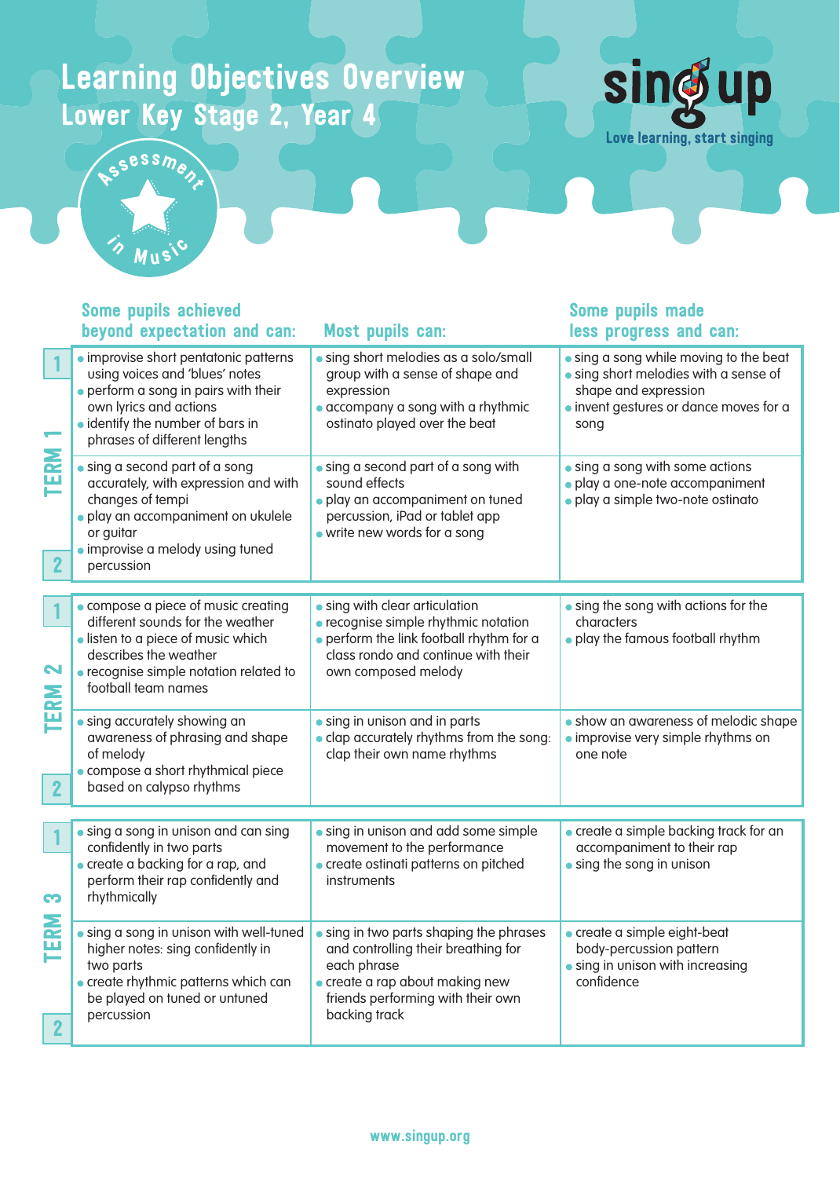# Learning Objectives Overview
## Lower Key Stage 2, Year 4

sing up — Love learning, start singing

Assessment in Music

| | Some pupils achieved beyond expectation and can: | Most pupils can: | Some pupils made less progress and can: |
|---|---|---|---|
| TERM 1 – 1 | • improvise short pentatonic patterns using voices and 'blues' notes<br>• perform a song in pairs with their own lyrics and actions<br>• identify the number of bars in phrases of different lengths | • sing short melodies as a solo/small group with a sense of shape and expression<br>• accompany a song with a rhythmic ostinato played over the beat | • sing a song while moving to the beat<br>• sing short melodies with a sense of shape and expression<br>• invent gestures or dance moves for a song |
| TERM 1 – 2 | • sing a second part of a song accurately, with expression and with changes of tempi<br>• play an accompaniment on ukulele or guitar<br>• improvise a melody using tuned percussion | • sing a second part of a song with sound effects<br>• play an accompaniment on tuned percussion, iPad or tablet app<br>• write new words for a song | • sing a song with some actions<br>• play a one-note accompaniment<br>• play a simple two-note ostinato |
| TERM 2 – 1 | • compose a piece of music creating different sounds for the weather<br>• listen to a piece of music which describes the weather<br>• recognise simple notation related to football team names | • sing with clear articulation<br>• recognise simple rhythmic notation<br>• perform the link football rhythm for a class rondo and continue with their own composed melody | • sing the song with actions for the characters<br>• play the famous football rhythm |
| TERM 2 – 2 | • sing accurately showing an awareness of phrasing and shape of melody<br>• compose a short rhythmical piece based on calypso rhythms | • sing in unison and in parts<br>• clap accurately rhythms from the song: clap their own name rhythms | • show an awareness of melodic shape<br>• improvise very simple rhythms on one note |
| TERM 3 – 1 | • sing a song in unison and can sing confidently in two parts<br>• create a backing for a rap, and perform their rap confidently and rhythmically | • sing in unison and add some simple movement to the performance<br>• create ostinati patterns on pitched instruments | • create a simple backing track for an accompaniment to their rap<br>• sing the song in unison |
| TERM 3 – 2 | • sing a song in unison with well-tuned higher notes: sing confidently in two parts<br>• create rhythmic patterns which can be played on tuned or untuned percussion | • sing in two parts shaping the phrases and controlling their breathing for each phrase<br>• create a rap about making new friends performing with their own backing track | • create a simple eight-beat body-percussion pattern<br>• sing in unison with increasing confidence |

www.singup.org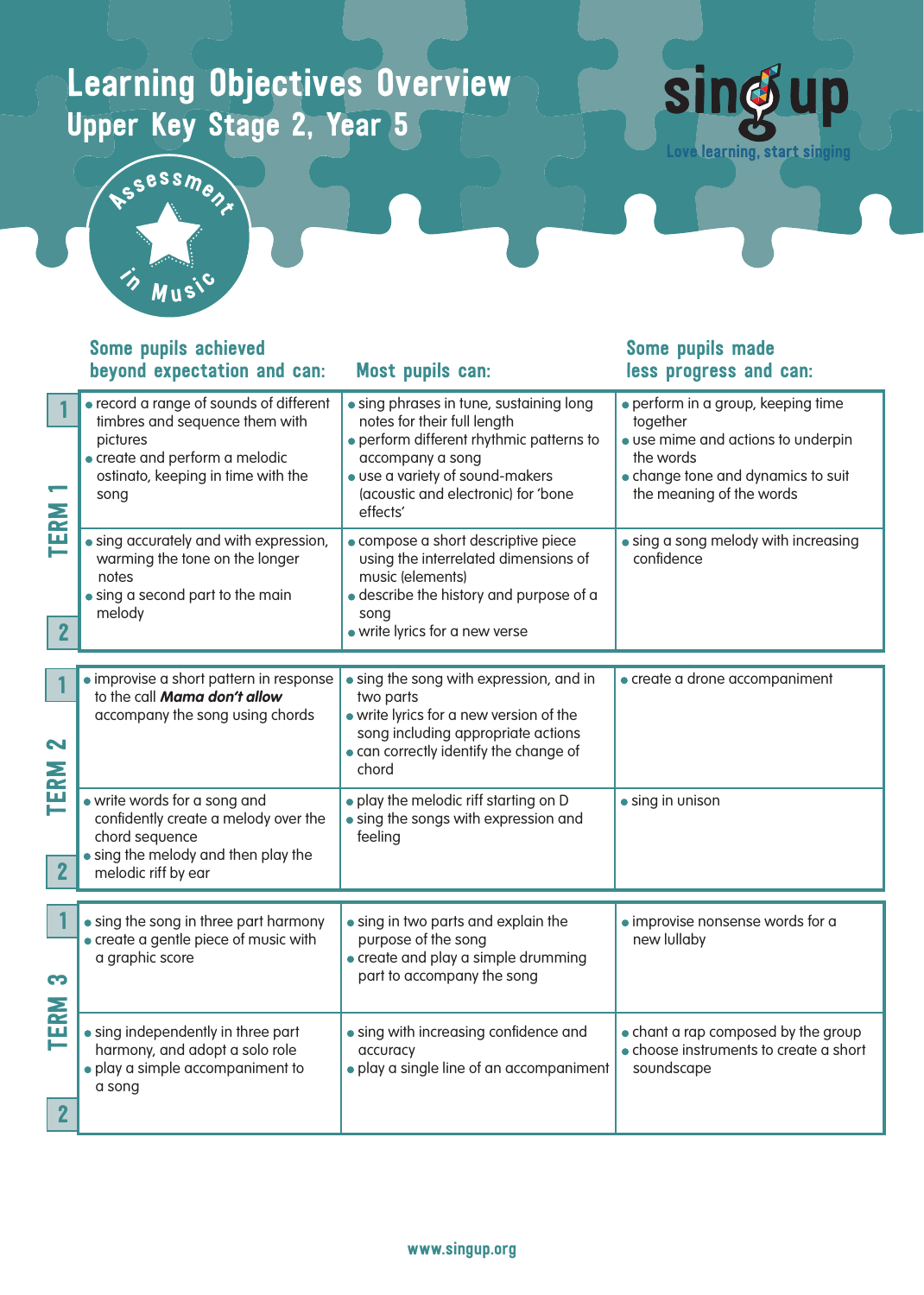# Learning Objectives Overview
## Upper Key Stage 2, Year 5

sing up — Love learning, start singing

Assessment in Music

| Term | | Some pupils achieved beyond expectation and can: | Most pupils can: | Some pupils made less progress and can: |
|---|---|---|---|---|
| TERM 1 | 1 | • record a range of sounds of different timbres and sequence them with pictures<br>• create and perform a melodic ostinato, keeping in time with the song | • sing phrases in tune, sustaining long notes for their full length<br>• perform different rhythmic patterns to accompany a song<br>• use a variety of sound-makers (acoustic and electronic) for 'bone effects' | • perform in a group, keeping time together<br>• use mime and actions to underpin the words<br>• change tone and dynamics to suit the meaning of the words |
| | 2 | • sing accurately and with expression, warming the tone on the longer notes<br>• sing a second part to the main melody | • compose a short descriptive piece using the interrelated dimensions of music (elements)<br>• describe the history and purpose of a song<br>• write lyrics for a new verse | • sing a song melody with increasing confidence |
| TERM 2 | 1 | • improvise a short pattern in response to the call ***Mama don't allow***<br>accompany the song using chords | • sing the song with expression, and in two parts<br>• write lyrics for a new version of the song including appropriate actions<br>• can correctly identify the change of chord | • create a drone accompaniment |
| | 2 | • write words for a song and confidently create a melody over the chord sequence<br>• sing the melody and then play the melodic riff by ear | • play the melodic riff starting on D<br>• sing the songs with expression and feeling | • sing in unison |
| TERM 3 | 1 | • sing the song in three part harmony<br>• create a gentle piece of music with a graphic score | • sing in two parts and explain the purpose of the song<br>• create and play a simple drumming part to accompany the song | • improvise nonsense words for a new lullaby |
| | 2 | • sing independently in three part harmony, and adopt a solo role<br>• play a simple accompaniment to a song | • sing with increasing confidence and accuracy<br>• play a single line of an accompaniment | • chant a rap composed by the group<br>• choose instruments to create a short soundscape |

www.singup.org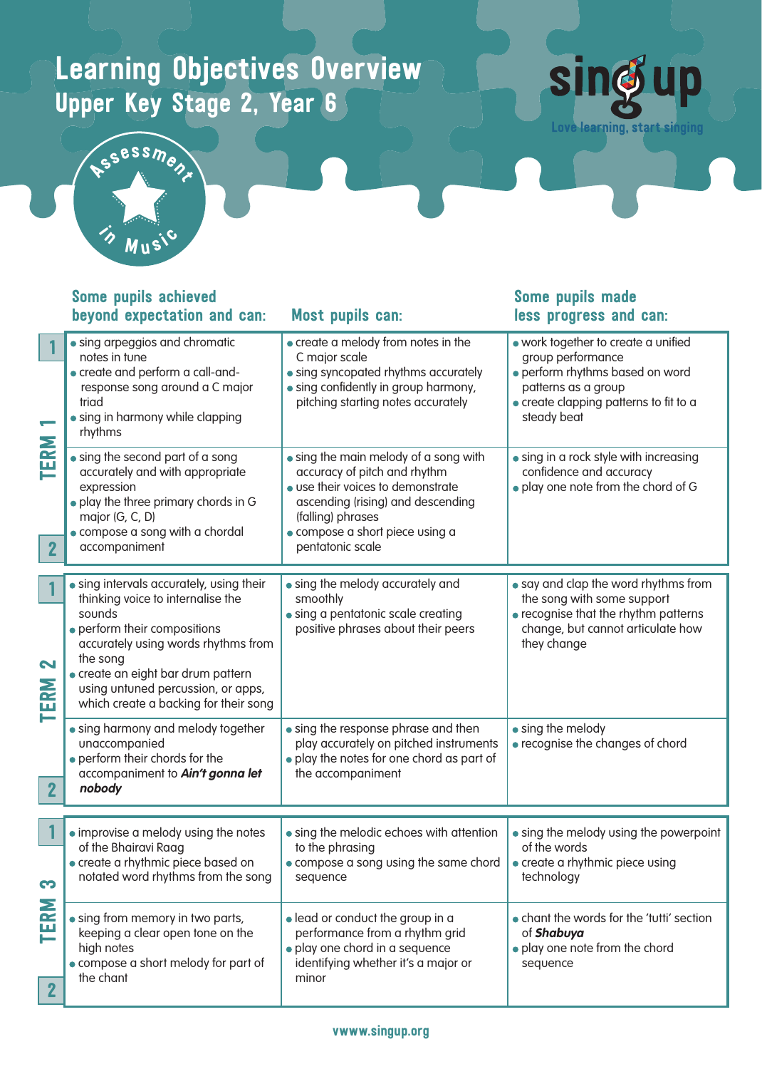# Learning Objectives Overview
## Upper Key Stage 2, Year 6

sing up
Love learning, start singing

Assessment in Music

| | | Some pupils achieved beyond expectation and can: | Most pupils can: | Some pupils made less progress and can: |
|---|---|---|---|---|
| TERM 1 | 1 | • sing arpeggios and chromatic notes in tune<br>• create and perform a call-and-response song around a C major triad<br>• sing in harmony while clapping rhythms | • create a melody from notes in the C major scale<br>• sing syncopated rhythms accurately<br>• sing confidently in group harmony, pitching starting notes accurately | • work together to create a unified group performance<br>• perform rhythms based on word patterns as a group<br>• create clapping patterns to fit to a steady beat |
| | 2 | • sing the second part of a song accurately and with appropriate expression<br>• play the three primary chords in G major (G, C, D)<br>• compose a song with a chordal accompaniment | • sing the main melody of a song with accuracy of pitch and rhythm<br>• use their voices to demonstrate ascending (rising) and descending (falling) phrases<br>• compose a short piece using a pentatonic scale | • sing in a rock style with increasing confidence and accuracy<br>• play one note from the chord of G |
| TERM 2 | 1 | • sing intervals accurately, using their thinking voice to internalise the sounds<br>• perform their compositions accurately using words rhythms from the song<br>• create an eight bar drum pattern using untuned percussion, or apps, which create a backing for their song | • sing the melody accurately and smoothly<br>• sing a pentatonic scale creating positive phrases about their peers | • say and clap the word rhythms from the song with some support<br>• recognise that the rhythm patterns change, but cannot articulate how they change |
| | 2 | • sing harmony and melody together unaccompanied<br>• perform their chords for the accompaniment to ***Ain't gonna let nobody*** | • sing the response phrase and then play accurately on pitched instruments<br>• play the notes for one chord as part of the accompaniment | • sing the melody<br>• recognise the changes of chord |
| TERM 3 | 1 | • improvise a melody using the notes of the Bhairavi Raag<br>• create a rhythmic piece based on notated word rhythms from the song | • sing the melodic echoes with attention to the phrasing<br>• compose a song using the same chord sequence | • sing the melody using the powerpoint of the words<br>• create a rhythmic piece using technology |
| | 2 | • sing from memory in two parts, keeping a clear open tone on the high notes<br>• compose a short melody for part of the chant | • lead or conduct the group in a performance from a rhythm grid<br>• play one chord in a sequence identifying whether it's a major or minor | • chant the words for the 'tutti' section of ***Shabuya***<br>• play one note from the chord sequence |

vwww.singup.org